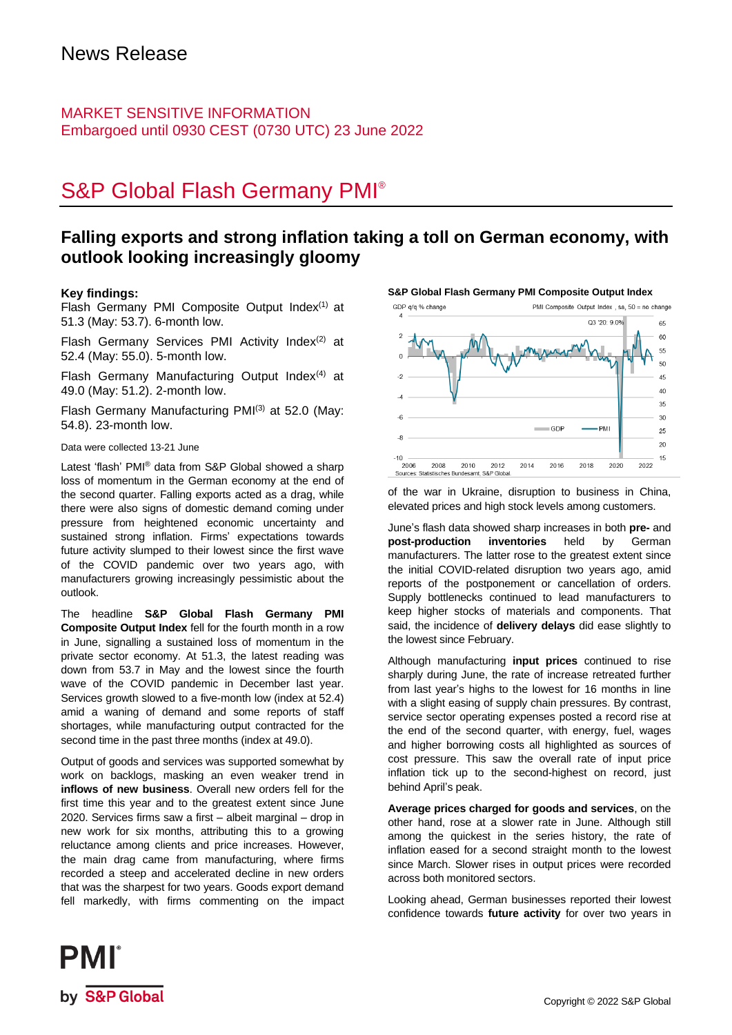# News Release

MARKET SENSITIVE INFORMATION
Embargoed until 0930 CEST (0730 UTC) 23 June 2022

# S&P Global Flash Germany PMI®

## Falling exports and strong inflation taking a toll on German economy, with outlook looking increasingly gloomy

**Key findings:**

Flash Germany PMI Composite Output Index(1) at 51.3 (May: 53.7). 6-month low.

Flash Germany Services PMI Activity Index(2) at 52.4 (May: 55.0). 5-month low.

Flash Germany Manufacturing Output Index(4) at 49.0 (May: 51.2). 2-month low.

Flash Germany Manufacturing PMI(3) at 52.0 (May: 54.8). 23-month low.

Data were collected 13-21 June

Latest 'flash' PMI® data from S&P Global showed a sharp loss of momentum in the German economy at the end of the second quarter. Falling exports acted as a drag, while there were also signs of domestic demand coming under pressure from heightened economic uncertainty and sustained strong inflation. Firms' expectations towards future activity slumped to their lowest since the first wave of the COVID pandemic over two years ago, with manufacturers growing increasingly pessimistic about the outlook.

The headline **S&P Global Flash Germany PMI Composite Output Index** fell for the fourth month in a row in June, signalling a sustained loss of momentum in the private sector economy. At 51.3, the latest reading was down from 53.7 in May and the lowest since the fourth wave of the COVID pandemic in December last year. Services growth slowed to a five-month low (index at 52.4) amid a waning of demand and some reports of staff shortages, while manufacturing output contracted for the second time in the past three months (index at 49.0).

Output of goods and services was supported somewhat by work on backlogs, masking an even weaker trend in **inflows of new business**. Overall new orders fell for the first time this year and to the greatest extent since June 2020. Services firms saw a first – albeit marginal – drop in new work for six months, attributing this to a growing reluctance among clients and price increases. However, the main drag came from manufacturing, where firms recorded a steep and accelerated decline in new orders that was the sharpest for two years. Goods export demand fell markedly, with firms commenting on the impact of the war in Ukraine, disruption to business in China, elevated prices and high stock levels among customers.

**S&P Global Flash Germany PMI Composite Output Index**

GDP q/q % change — PMI Composite Output Index, sa, 50 = no change

Sources: Statistisches Bundesamt, S&P Global.

June's flash data showed sharp increases in both **pre-** and **post-production inventories** held by German manufacturers. The latter rose to the greatest extent since the initial COVID-related disruption two years ago, amid reports of the postponement or cancellation of orders. Supply bottlenecks continued to lead manufacturers to keep higher stocks of materials and components. That said, the incidence of **delivery delays** did ease slightly to the lowest since February.

Although manufacturing **input prices** continued to rise sharply during June, the rate of increase retreated further from last year's highs to the lowest for 16 months in line with a slight easing of supply chain pressures. By contrast, service sector operating expenses posted a record rise at the end of the second quarter, with energy, fuel, wages and higher borrowing costs all highlighted as sources of cost pressure. This saw the overall rate of input price inflation tick up to the second-highest on record, just behind April's peak.

**Average prices charged for goods and services**, on the other hand, rose at a slower rate in June. Although still among the quickest in the series history, the rate of inflation eased for a second straight month to the lowest since March. Slower rises in output prices were recorded across both monitored sectors.

Looking ahead, German businesses reported their lowest confidence towards **future activity** for over two years in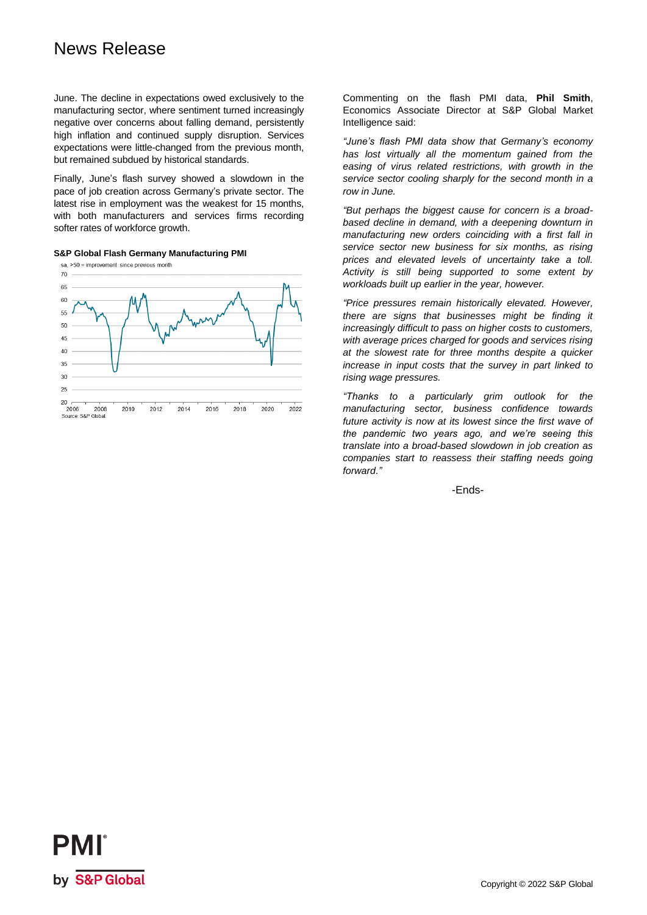June. The decline in expectations owed exclusively to the manufacturing sector, where sentiment turned increasingly negative over concerns about falling demand, persistently high inflation and continued supply disruption. Services expectations were little-changed from the previous month, but remained subdued by historical standards.

Finally, June's flash survey showed a slowdown in the pace of job creation across Germany's private sector. The latest rise in employment was the weakest for 15 months, with both manufacturers and services firms recording softer rates of workforce growth.

**S&P Global Flash Germany Manufacturing PMI**

sa, >50 = improvement since previous month

Source: S&P Global.

Commenting on the flash PMI data, **Phil Smith**, Economics Associate Director at S&P Global Market Intelligence said:

*"June's flash PMI data show that Germany's economy has lost virtually all the momentum gained from the easing of virus related restrictions, with growth in the service sector cooling sharply for the second month in a row in June.*

*"But perhaps the biggest cause for concern is a broad-based decline in demand, with a deepening downturn in manufacturing new orders coinciding with a first fall in service sector new business for six months, as rising prices and elevated levels of uncertainty take a toll. Activity is still being supported to some extent by workloads built up earlier in the year, however.*

*"Price pressures remain historically elevated. However, there are signs that businesses might be finding it increasingly difficult to pass on higher costs to customers, with average prices charged for goods and services rising at the slowest rate for three months despite a quicker increase in input costs that the survey in part linked to rising wage pressures.*

*"Thanks to a particularly grim outlook for the manufacturing sector, business confidence towards future activity is now at its lowest since the first wave of the pandemic two years ago, and we're seeing this translate into a broad-based slowdown in job creation as companies start to reassess their staffing needs going forward."*

-Ends-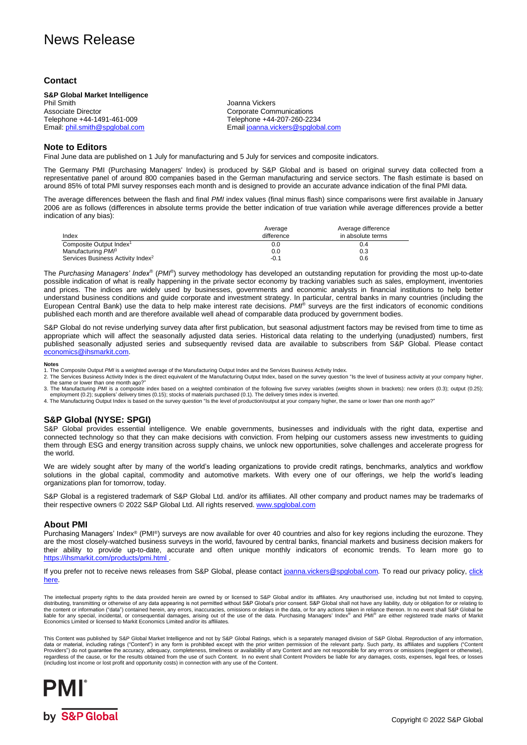# News Release

## Contact

**S&P Global Market Intelligence**
Phil Smith
Associate Director
Telephone +44-1491-461-009
Email: phil.smith@spglobal.com

Joanna Vickers
Corporate Communications
Telephone +44-207-260-2234
Email joanna.vickers@spglobal.com

## Note to Editors

Final June data are published on 1 July for manufacturing and 5 July for services and composite indicators.

The Germany PMI (Purchasing Managers' Index) is produced by S&P Global and is based on original survey data collected from a representative panel of around 800 companies based in the German manufacturing and service sectors. The flash estimate is based on around 85% of total PMI survey responses each month and is designed to provide an accurate advance indication of the final PMI data.

The average differences between the flash and final *PMI* index values (final minus flash) since comparisons were first available in January 2006 are as follows (differences in absolute terms provide the better indication of true variation while average differences provide a better indication of any bias):

| Index | Average difference | Average difference in absolute terms |
|---|---|---|
| Composite Output Index[1] | 0.0 | 0.4 |
| Manufacturing *PMI*[3] | 0.0 | 0.3 |
| Services Business Activity Index[2] | -0.1 | 0.6 |

The *Purchasing Managers' Index*® (*PMI*®) survey methodology has developed an outstanding reputation for providing the most up-to-date possible indication of what is really happening in the private sector economy by tracking variables such as sales, employment, inventories and prices. The indices are widely used by businesses, governments and economic analysts in financial institutions to help better understand business conditions and guide corporate and investment strategy. In particular, central banks in many countries (including the European Central Bank) use the data to help make interest rate decisions. *PMI*® surveys are the first indicators of economic conditions published each month and are therefore available well ahead of comparable data produced by government bodies.

S&P Global do not revise underlying survey data after first publication, but seasonal adjustment factors may be revised from time to time as appropriate which will affect the seasonally adjusted data series. Historical data relating to the underlying (unadjusted) numbers, first published seasonally adjusted series and subsequently revised data are available to subscribers from S&P Global. Please contact economics@ihsmarkit.com.

**Notes**

1. The Composite Output *PMI* is a weighted average of the Manufacturing Output Index and the Services Business Activity Index.
2. The Services Business Activity Index is the direct equivalent of the Manufacturing Output Index, based on the survey question "Is the level of business activity at your company higher, the same or lower than one month ago?"
3. The Manufacturing *PMI* is a composite index based on a weighted combination of the following five survey variables (weights shown in brackets): new orders (0.3); output (0.25); employment (0.2); suppliers' delivery times (0.15); stocks of materials purchased (0.1). The delivery times index is inverted.
4. The Manufacturing Output Index is based on the survey question "Is the level of production/output at your company higher, the same or lower than one month ago?"

## S&P Global (NYSE: SPGI)

S&P Global provides essential intelligence. We enable governments, businesses and individuals with the right data, expertise and connected technology so that they can make decisions with conviction. From helping our customers assess new investments to guiding them through ESG and energy transition across supply chains, we unlock new opportunities, solve challenges and accelerate progress for the world.

We are widely sought after by many of the world's leading organizations to provide credit ratings, benchmarks, analytics and workflow solutions in the global capital, commodity and automotive markets. With every one of our offerings, we help the world's leading organizations plan for tomorrow, today.

S&P Global is a registered trademark of S&P Global Ltd. and/or its affiliates. All other company and product names may be trademarks of their respective owners © 2022 S&P Global Ltd. All rights reserved. www.spglobal.com

## About PMI

Purchasing Managers' Index® (PMI®) surveys are now available for over 40 countries and also for key regions including the eurozone. They are the most closely-watched business surveys in the world, favoured by central banks, financial markets and business decision makers for their ability to provide up-to-date, accurate and often unique monthly indicators of economic trends. To learn more go to https://ihsmarkit.com/products/pmi.html .

If you prefer not to receive news releases from S&P Global, please contact joanna.vickers@spglobal.com. To read our privacy policy, click here.

The intellectual property rights to the data provided herein are owned by or licensed to S&P Global and/or its affiliates. Any unauthorised use, including but not limited to copying, distributing, transmitting or otherwise of any data appearing is not permitted without S&P Global's prior consent. S&P Global shall not have any liability, duty or obligation for or relating to the content or information ("data") contained herein, any errors, inaccuracies, omissions or delays in the data, or for any actions taken in reliance thereon. In no event shall S&P Global be liable for any special, incidental, or consequential damages, arising out of the use of the data. Purchasing Managers' Index® and PMI® are either registered trade marks of Markit Economics Limited or licensed to Markit Economics Limited and/or its affiliates.

This Content was published by S&P Global Market Intelligence and not by S&P Global Ratings, which is a separately managed division of S&P Global. Reproduction of any information, data or material, including ratings ("Content") in any form is prohibited except with the prior written permission of the relevant party. Such party, its affiliates and suppliers ("Content Providers") do not guarantee the accuracy, adequacy, completeness, timeliness or availability of any Content and are not responsible for any errors or omissions (negligent or otherwise), regardless of the cause, or for the results obtained from the use of such Content. In no event shall Content Providers be liable for any damages, costs, expenses, legal fees, or losses (including lost income or lost profit and opportunity costs) in connection with any use of the Content.

PMI® by S&P Global

Copyright © 2022 S&P Global